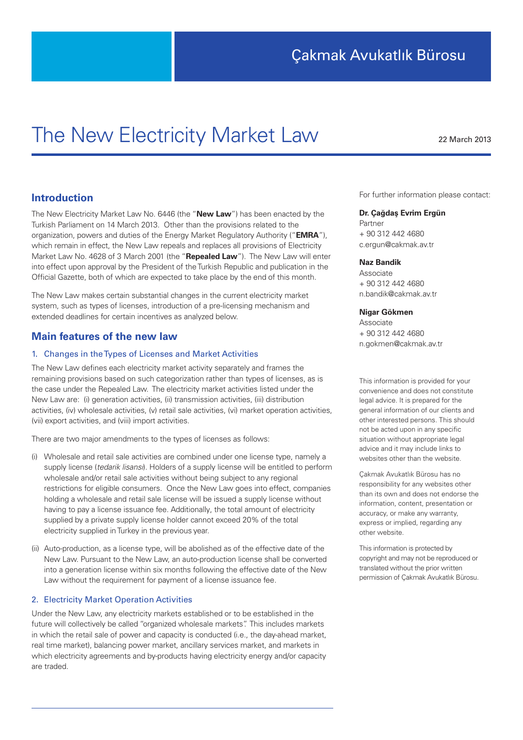Çakmak Avukatlık Bürosu

# The New Electricity Market Law

22 March 2013

## Introduction

The New Electricity Market Law No. 6446 (the "**New Law**") has been enacted by the Turkish Parliament on 14 March 2013. Other than the provisions related to the organization, powers and duties of the Energy Market Regulatory Authority ("**EMRA**"), which remain in effect, the New Law repeals and replaces all provisions of Electricity Market Law No. 4628 of 3 March 2001 (the "**Repealed Law**"). The New Law will enter into effect upon approval by the President of the Turkish Republic and publication in the Official Gazette, both of which are expected to take place by the end of this month.

The New Law makes certain substantial changes in the current electricity market system, such as types of licenses, introduction of a pre-licensing mechanism and extended deadlines for certain incentives as analyzed below.

## Main features of the new law

### 1. Changes in the Types of Licenses and Market Activities

The New Law defines each electricity market activity separately and frames the remaining provisions based on such categorization rather than types of licenses, as is the case under the Repealed Law. The electricity market activities listed under the New Law are: (i) generation activities, (ii) transmission activities, (iii) distribution activities, (iv) wholesale activities, (v) retail sale activities, (vi) market operation activities, (vii) export activities, and (viii) import activities.

There are two major amendments to the types of licenses as follows:

(i) Wholesale and retail sale activities are combined under one license type, namely a supply license (*tedarik lisansı*). Holders of a supply license will be entitled to perform wholesale and/or retail sale activities without being subject to any regional restrictions for eligible consumers. Once the New Law goes into effect, companies holding a wholesale and retail sale license will be issued a supply license without having to pay a license issuance fee. Additionally, the total amount of electricity supplied by a private supply license holder cannot exceed 20% of the total electricity supplied in Turkey in the previous year.

(ii) Auto-production, as a license type, will be abolished as of the effective date of the New Law. Pursuant to the New Law, an auto-production license shall be converted into a generation license within six months following the effective date of the New Law without the requirement for payment of a license issuance fee.

### 2. Electricity Market Operation Activities

Under the New Law, any electricity markets established or to be established in the future will collectively be called "organized wholesale markets". This includes markets in which the retail sale of power and capacity is conducted (i.e., the day-ahead market, real time market), balancing power market, ancillary services market, and markets in which electricity agreements and by-products having electricity energy and/or capacity are traded.

For further information please contact:

**Dr. Çağdaş Evrim Ergün**
Partner
+ 90 312 442 4680
c.ergun@cakmak.av.tr

**Naz Bandik**
Associate
+ 90 312 442 4680
n.bandik@cakmak.av.tr

**Nigar Gökmen**
Associate
+ 90 312 442 4680
n.gokmen@cakmak.av.tr

This information is provided for your convenience and does not constitute legal advice. It is prepared for the general information of our clients and other interested persons. This should not be acted upon in any specific situation without appropriate legal advice and it may include links to websites other than the website.

Çakmak Avukatlık Bürosu has no responsibility for any websites other than its own and does not endorse the information, content, presentation or accuracy, or make any warranty, express or implied, regarding any other website.

This information is protected by copyright and may not be reproduced or translated without the prior written permission of Çakmak Avukatlık Bürosu.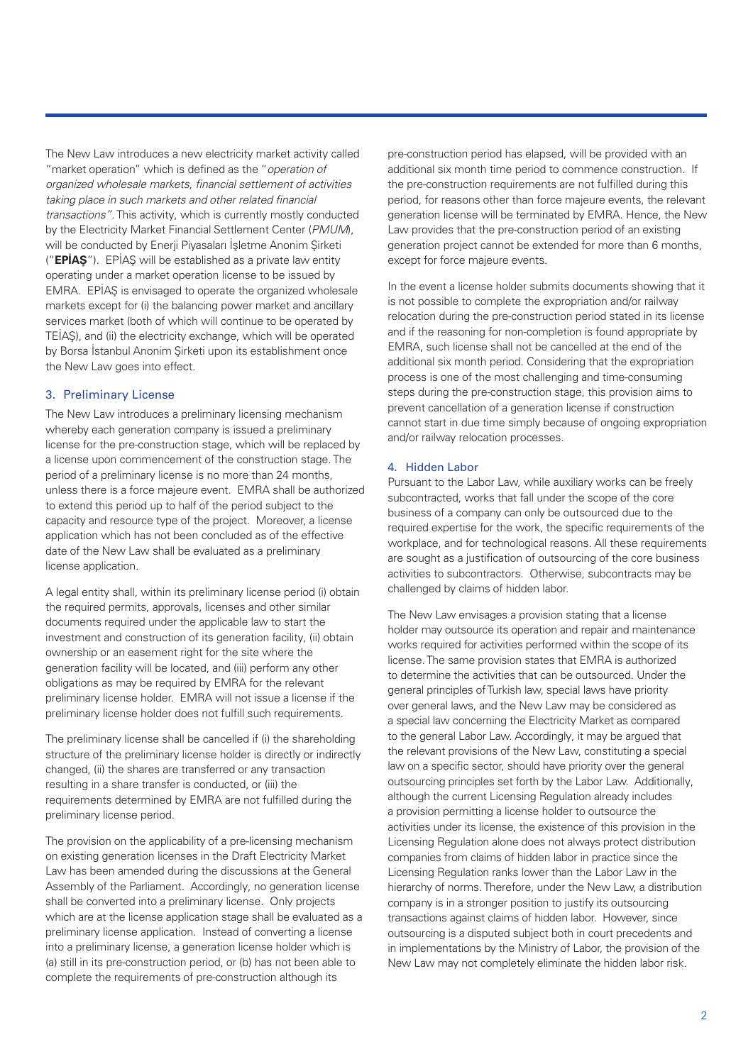The New Law introduces a new electricity market activity called "market operation" which is defined as the "*operation of organized wholesale markets, financial settlement of activities taking place in such markets and other related financial transactions*". This activity, which is currently mostly conducted by the Electricity Market Financial Settlement Center (*PMUM*), will be conducted by Enerji Piyasaları İşletme Anonim Şirketi ("**EPİAŞ**"). EPİAŞ will be established as a private law entity operating under a market operation license to be issued by EMRA. EPİAŞ is envisaged to operate the organized wholesale markets except for (i) the balancing power market and ancillary services market (both of which will continue to be operated by TEİAŞ), and (ii) the electricity exchange, which will be operated by Borsa İstanbul Anonim Şirketi upon its establishment once the New Law goes into effect.

### 3. Preliminary License

The New Law introduces a preliminary licensing mechanism whereby each generation company is issued a preliminary license for the pre-construction stage, which will be replaced by a license upon commencement of the construction stage. The period of a preliminary license is no more than 24 months, unless there is a force majeure event. EMRA shall be authorized to extend this period up to half of the period subject to the capacity and resource type of the project. Moreover, a license application which has not been concluded as of the effective date of the New Law shall be evaluated as a preliminary license application.

A legal entity shall, within its preliminary license period (i) obtain the required permits, approvals, licenses and other similar documents required under the applicable law to start the investment and construction of its generation facility, (ii) obtain ownership or an easement right for the site where the generation facility will be located, and (iii) perform any other obligations as may be required by EMRA for the relevant preliminary license holder. EMRA will not issue a license if the preliminary license holder does not fulfill such requirements.

The preliminary license shall be cancelled if (i) the shareholding structure of the preliminary license holder is directly or indirectly changed, (ii) the shares are transferred or any transaction resulting in a share transfer is conducted, or (iii) the requirements determined by EMRA are not fulfilled during the preliminary license period.

The provision on the applicability of a pre-licensing mechanism on existing generation licenses in the Draft Electricity Market Law has been amended during the discussions at the General Assembly of the Parliament. Accordingly, no generation license shall be converted into a preliminary license. Only projects which are at the license application stage shall be evaluated as a preliminary license application. Instead of converting a license into a preliminary license, a generation license holder which is (a) still in its pre-construction period, or (b) has not been able to complete the requirements of pre-construction although its pre-construction period has elapsed, will be provided with an additional six month time period to commence construction. If the pre-construction requirements are not fulfilled during this period, for reasons other than force majeure events, the relevant generation license will be terminated by EMRA. Hence, the New Law provides that the pre-construction period of an existing generation project cannot be extended for more than 6 months, except for force majeure events.

In the event a license holder submits documents showing that it is not possible to complete the expropriation and/or railway relocation during the pre-construction period stated in its license and if the reasoning for non-completion is found appropriate by EMRA, such license shall not be cancelled at the end of the additional six month period. Considering that the expropriation process is one of the most challenging and time-consuming steps during the pre-construction stage, this provision aims to prevent cancellation of a generation license if construction cannot start in due time simply because of ongoing expropriation and/or railway relocation processes.

### 4. Hidden Labor

Pursuant to the Labor Law, while auxiliary works can be freely subcontracted, works that fall under the scope of the core business of a company can only be outsourced due to the required expertise for the work, the specific requirements of the workplace, and for technological reasons. All these requirements are sought as a justification of outsourcing of the core business activities to subcontractors. Otherwise, subcontracts may be challenged by claims of hidden labor.

The New Law envisages a provision stating that a license holder may outsource its operation and repair and maintenance works required for activities performed within the scope of its license. The same provision states that EMRA is authorized to determine the activities that can be outsourced. Under the general principles of Turkish law, special laws have priority over general laws, and the New Law may be considered as a special law concerning the Electricity Market as compared to the general Labor Law. Accordingly, it may be argued that the relevant provisions of the New Law, constituting a special law on a specific sector, should have priority over the general outsourcing principles set forth by the Labor Law. Additionally, although the current Licensing Regulation already includes a provision permitting a license holder to outsource the activities under its license, the existence of this provision in the Licensing Regulation alone does not always protect distribution companies from claims of hidden labor in practice since the Licensing Regulation ranks lower than the Labor Law in the hierarchy of norms. Therefore, under the New Law, a distribution company is in a stronger position to justify its outsourcing transactions against claims of hidden labor. However, since outsourcing is a disputed subject both in court precedents and in implementations by the Ministry of Labor, the provision of the New Law may not completely eliminate the hidden labor risk.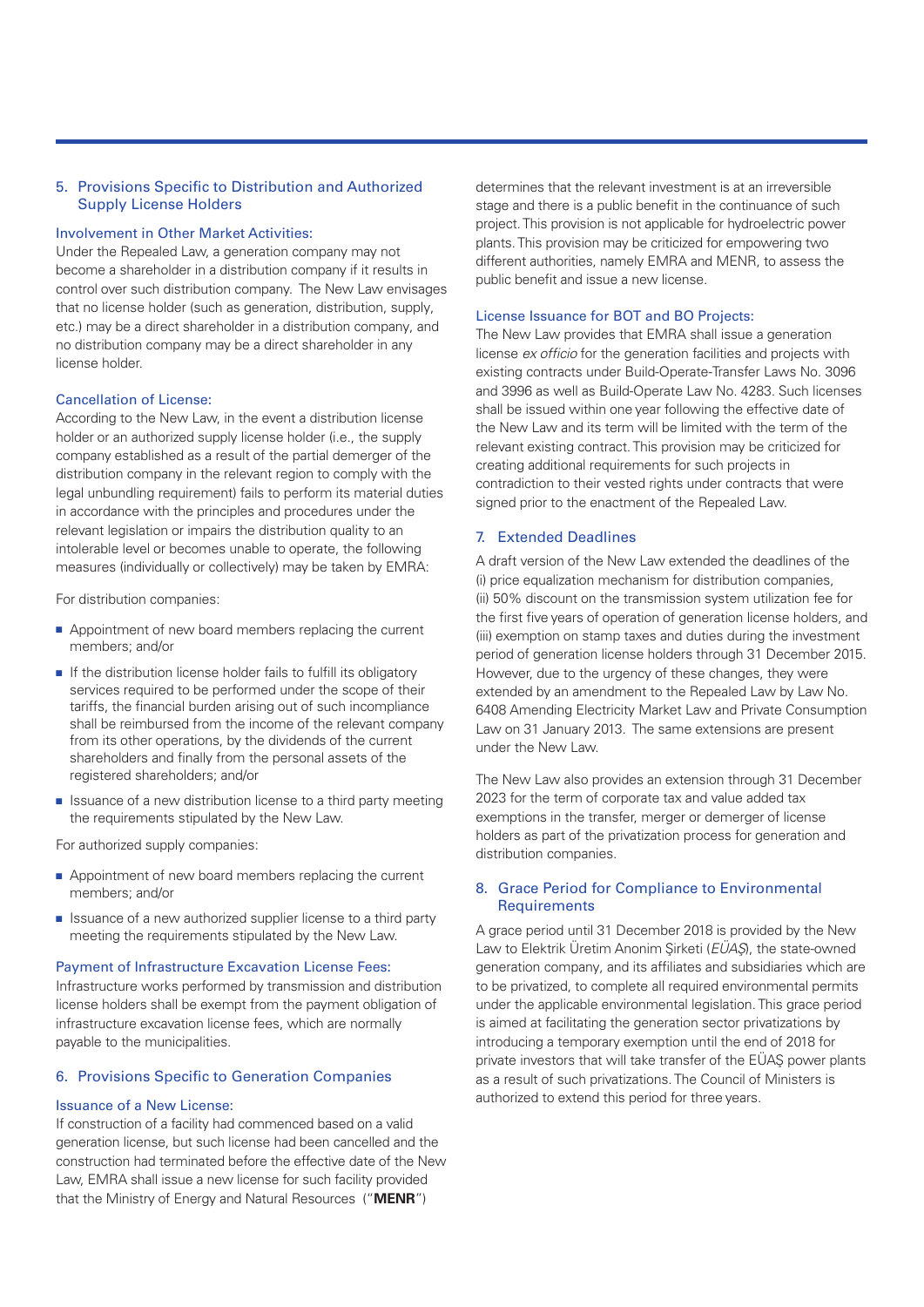## 5. Provisions Specific to Distribution and Authorized Supply License Holders

### Involvement in Other Market Activities:

Under the Repealed Law, a generation company may not become a shareholder in a distribution company if it results in control over such distribution company. The New Law envisages that no license holder (such as generation, distribution, supply, etc.) may be a direct shareholder in a distribution company, and no distribution company may be a direct shareholder in any license holder.

### Cancellation of License:

According to the New Law, in the event a distribution license holder or an authorized supply license holder (i.e., the supply company established as a result of the partial demerger of the distribution company in the relevant region to comply with the legal unbundling requirement) fails to perform its material duties in accordance with the principles and procedures under the relevant legislation or impairs the distribution quality to an intolerable level or becomes unable to operate, the following measures (individually or collectively) may be taken by EMRA:

For distribution companies:

- Appointment of new board members replacing the current members; and/or
- If the distribution license holder fails to fulfill its obligatory services required to be performed under the scope of their tariffs, the financial burden arising out of such incompliance shall be reimbursed from the income of the relevant company from its other operations, by the dividends of the current shareholders and finally from the personal assets of the registered shareholders; and/or
- Issuance of a new distribution license to a third party meeting the requirements stipulated by the New Law.

For authorized supply companies:

- Appointment of new board members replacing the current members; and/or
- Issuance of a new authorized supplier license to a third party meeting the requirements stipulated by the New Law.

### Payment of Infrastructure Excavation License Fees:

Infrastructure works performed by transmission and distribution license holders shall be exempt from the payment obligation of infrastructure excavation license fees, which are normally payable to the municipalities.

## 6. Provisions Specific to Generation Companies

### Issuance of a New License:

If construction of a facility had commenced based on a valid generation license, but such license had been cancelled and the construction had terminated before the effective date of the New Law, EMRA shall issue a new license for such facility provided that the Ministry of Energy and Natural Resources ("**MENR**") determines that the relevant investment is at an irreversible stage and there is a public benefit in the continuance of such project. This provision is not applicable for hydroelectric power plants. This provision may be criticized for empowering two different authorities, namely EMRA and MENR, to assess the public benefit and issue a new license.

### License Issuance for BOT and BO Projects:

The New Law provides that EMRA shall issue a generation license *ex officio* for the generation facilities and projects with existing contracts under Build-Operate-Transfer Laws No. 3096 and 3996 as well as Build-Operate Law No. 4283. Such licenses shall be issued within one year following the effective date of the New Law and its term will be limited with the term of the relevant existing contract. This provision may be criticized for creating additional requirements for such projects in contradiction to their vested rights under contracts that were signed prior to the enactment of the Repealed Law.

## 7. Extended Deadlines

A draft version of the New Law extended the deadlines of the (i) price equalization mechanism for distribution companies, (ii) 50% discount on the transmission system utilization fee for the first five years of operation of generation license holders, and (iii) exemption on stamp taxes and duties during the investment period of generation license holders through 31 December 2015. However, due to the urgency of these changes, they were extended by an amendment to the Repealed Law by Law No. 6408 Amending Electricity Market Law and Private Consumption Law on 31 January 2013. The same extensions are present under the New Law.

The New Law also provides an extension through 31 December 2023 for the term of corporate tax and value added tax exemptions in the transfer, merger or demerger of license holders as part of the privatization process for generation and distribution companies.

## 8. Grace Period for Compliance to Environmental Requirements

A grace period until 31 December 2018 is provided by the New Law to Elektrik Üretim Anonim Şirketi (*EÜAŞ*), the state-owned generation company, and its affiliates and subsidiaries which are to be privatized, to complete all required environmental permits under the applicable environmental legislation. This grace period is aimed at facilitating the generation sector privatizations by introducing a temporary exemption until the end of 2018 for private investors that will take transfer of the EÜAŞ power plants as a result of such privatizations. The Council of Ministers is authorized to extend this period for three years.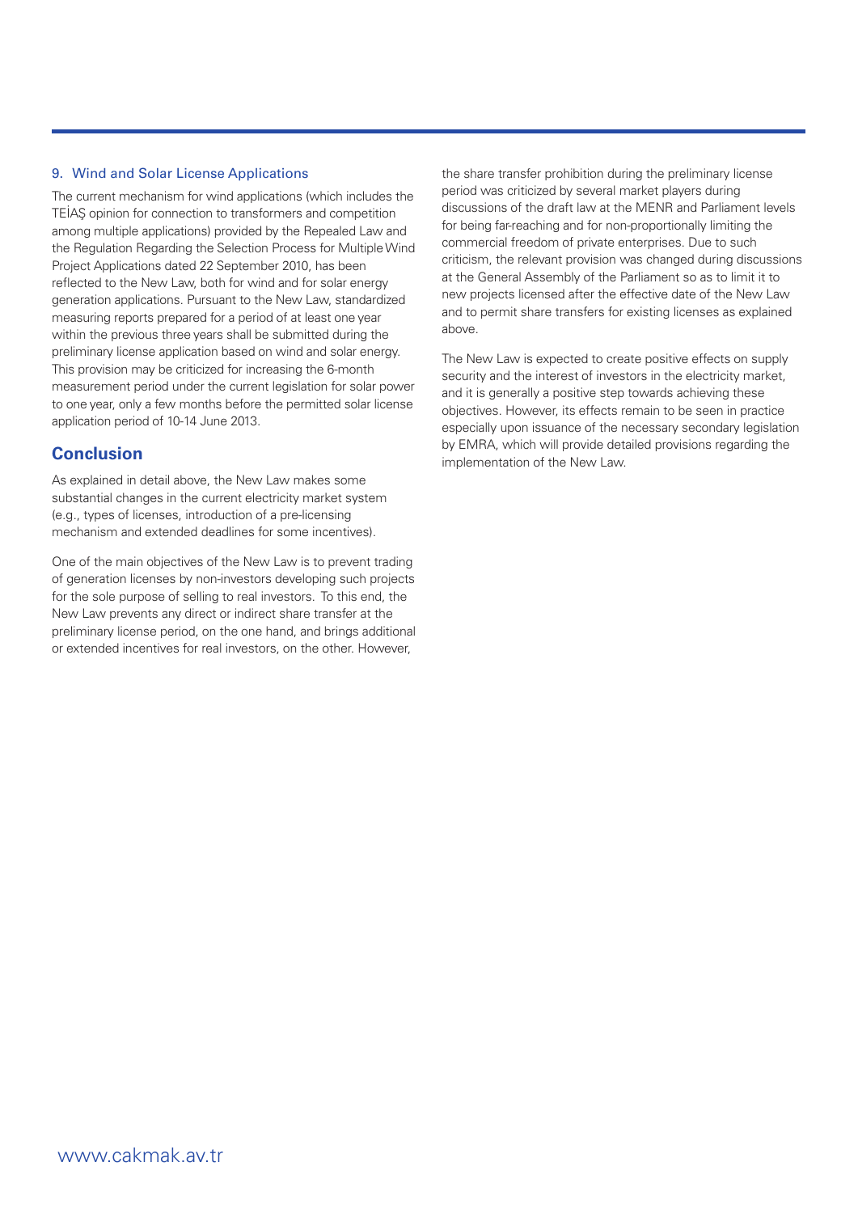### 9. Wind and Solar License Applications

The current mechanism for wind applications (which includes the TEİAŞ opinion for connection to transformers and competition among multiple applications) provided by the Repealed Law and the Regulation Regarding the Selection Process for Multiple Wind Project Applications dated 22 September 2010, has been reflected to the New Law, both for wind and for solar energy generation applications. Pursuant to the New Law, standardized measuring reports prepared for a period of at least one year within the previous three years shall be submitted during the preliminary license application based on wind and solar energy. This provision may be criticized for increasing the 6-month measurement period under the current legislation for solar power to one year, only a few months before the permitted solar license application period of 10-14 June 2013.

## Conclusion

As explained in detail above, the New Law makes some substantial changes in the current electricity market system (e.g., types of licenses, introduction of a pre-licensing mechanism and extended deadlines for some incentives).

One of the main objectives of the New Law is to prevent trading of generation licenses by non-investors developing such projects for the sole purpose of selling to real investors. To this end, the New Law prevents any direct or indirect share transfer at the preliminary license period, on the one hand, and brings additional or extended incentives for real investors, on the other. However, the share transfer prohibition during the preliminary license period was criticized by several market players during discussions of the draft law at the MENR and Parliament levels for being far-reaching and for non-proportionally limiting the commercial freedom of private enterprises. Due to such criticism, the relevant provision was changed during discussions at the General Assembly of the Parliament so as to limit it to new projects licensed after the effective date of the New Law and to permit share transfers for existing licenses as explained above.

The New Law is expected to create positive effects on supply security and the interest of investors in the electricity market, and it is generally a positive step towards achieving these objectives. However, its effects remain to be seen in practice especially upon issuance of the necessary secondary legislation by EMRA, which will provide detailed provisions regarding the implementation of the New Law.